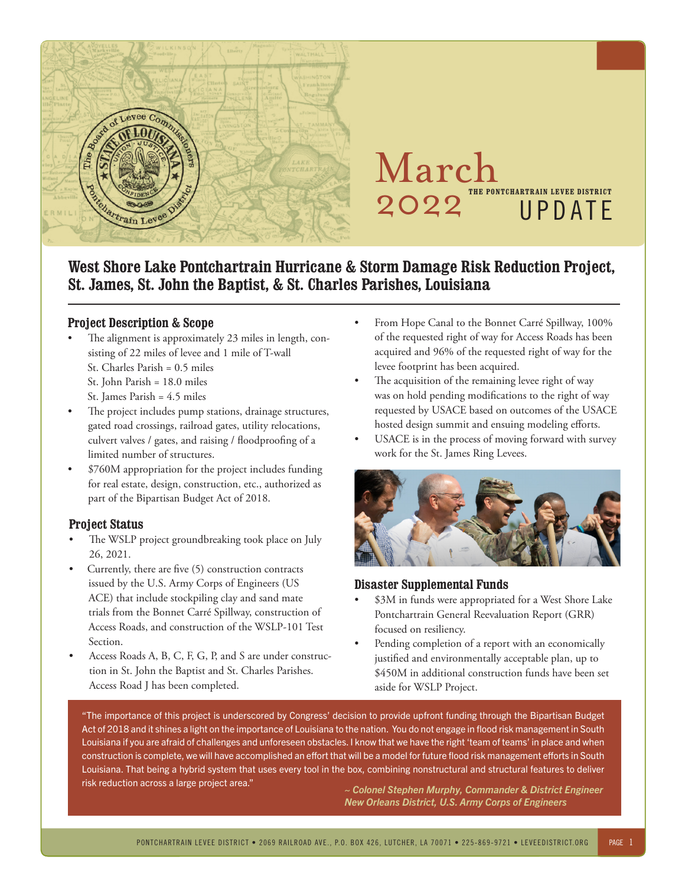# March 2022

THE PONTCHARTRAIN LEVEE DISTRICT

UPDATE

## West Shore Lake Pontchartrain Hurricane & Storm Damage Risk Reduction Project, St. James, St. John the Baptist, & St. Charles Parishes, Louisiana

### Project Description & Scope

- The alignment is approximately 23 miles in length, consisting of 22 miles of levee and 1 mile of T-wall
  St. Charles Parish = 0.5 miles
  St. John Parish = 18.0 miles
  St. James Parish = 4.5 miles
- The project includes pump stations, drainage structures, gated road crossings, railroad gates, utility relocations, culvert valves / gates, and raising / floodproofing of a limited number of structures.
- $760M appropriation for the project includes funding for real estate, design, construction, etc., authorized as part of the Bipartisan Budget Act of 2018.

### Project Status

- The WSLP project groundbreaking took place on July 26, 2021.
- Currently, there are five (5) construction contracts issued by the U.S. Army Corps of Engineers (USACE) that include stockpiling clay and sand mate trials from the Bonnet Carré Spillway, construction of Access Roads, and construction of the WSLP-101 Test Section.
- Access Roads A, B, C, F, G, P, and S are under construction in St. John the Baptist and St. Charles Parishes. Access Road J has been completed.
- From Hope Canal to the Bonnet Carré Spillway, 100% of the requested right of way for Access Roads has been acquired and 96% of the requested right of way for the levee footprint has been acquired.
- The acquisition of the remaining levee right of way was on hold pending modifications to the right of way requested by USACE based on outcomes of the USACE hosted design summit and ensuing modeling efforts.
- USACE is in the process of moving forward with survey work for the St. James Ring Levees.

### Disaster Supplemental Funds

- $3M in funds were appropriated for a West Shore Lake Pontchartrain General Reevaluation Report (GRR) focused on resiliency.
- Pending completion of a report with an economically justified and environmentally acceptable plan, up to $450M in additional construction funds have been set aside for WSLP Project.

"The importance of this project is underscored by Congress' decision to provide upfront funding through the Bipartisan Budget Act of 2018 and it shines a light on the importance of Louisiana to the nation. You do not engage in flood risk management in South Louisiana if you are afraid of challenges and unforeseen obstacles. I know that we have the right 'team of teams' in place and when construction is complete, we will have accomplished an effort that will be a model for future flood risk management efforts in South Louisiana. That being a hybrid system that uses every tool in the box, combining nonstructural and structural features to deliver risk reduction across a large project area."

*~ Colonel Stephen Murphy, Commander & District Engineer New Orleans District, U.S. Army Corps of Engineers*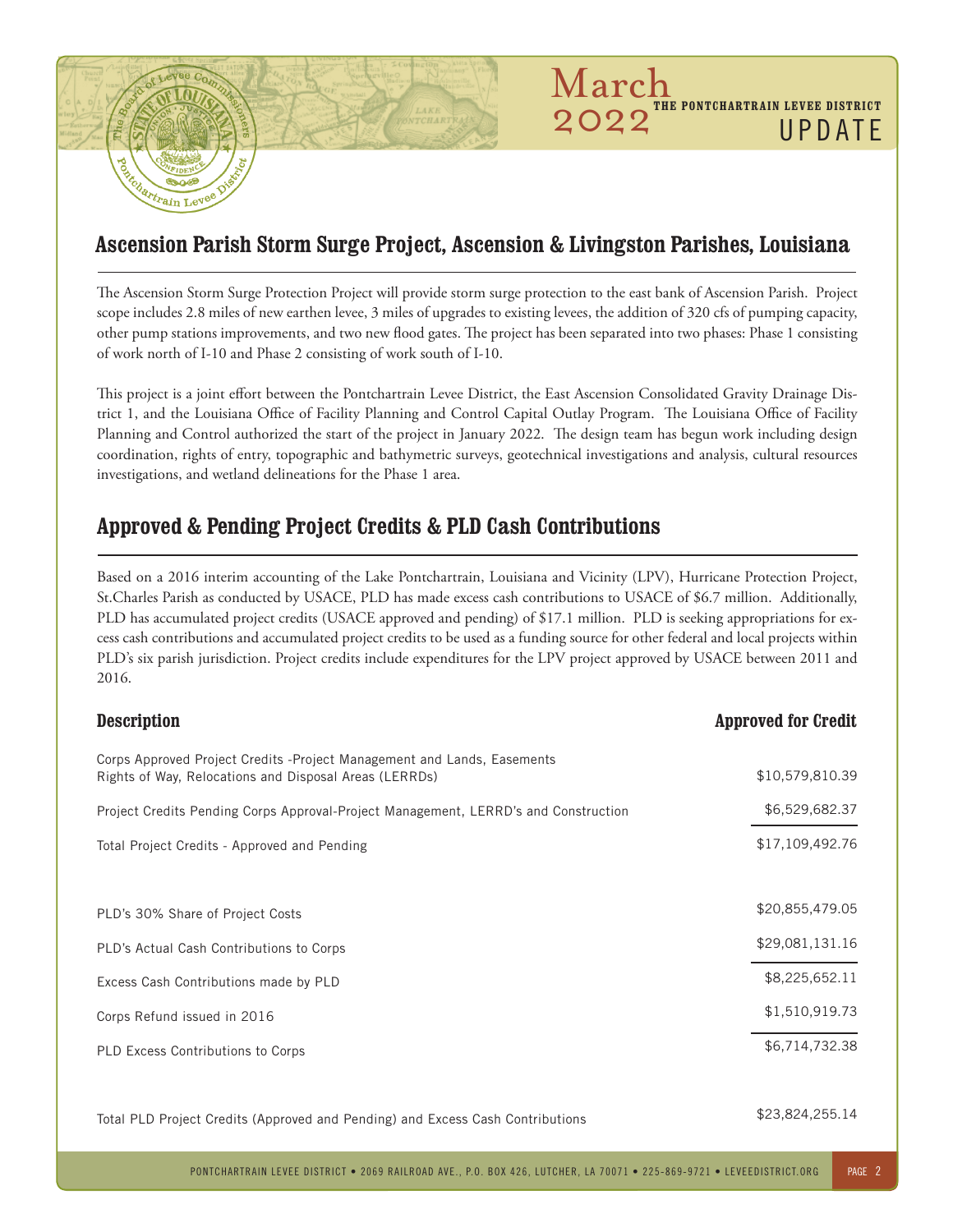## Ascension Parish Storm Surge Project, Ascension & Livingston Parishes, Louisiana

The Ascension Storm Surge Protection Project will provide storm surge protection to the east bank of Ascension Parish. Project scope includes 2.8 miles of new earthen levee, 3 miles of upgrades to existing levees, the addition of 320 cfs of pumping capacity, other pump stations improvements, and two new flood gates. The project has been separated into two phases: Phase 1 consisting of work north of I-10 and Phase 2 consisting of work south of I-10.

This project is a joint effort between the Pontchartrain Levee District, the East Ascension Consolidated Gravity Drainage District 1, and the Louisiana Office of Facility Planning and Control Capital Outlay Program. The Louisiana Office of Facility Planning and Control authorized the start of the project in January 2022. The design team has begun work including design coordination, rights of entry, topographic and bathymetric surveys, geotechnical investigations and analysis, cultural resources investigations, and wetland delineations for the Phase 1 area.

## Approved & Pending Project Credits & PLD Cash Contributions

Based on a 2016 interim accounting of the Lake Pontchartrain, Louisiana and Vicinity (LPV), Hurricane Protection Project, St.Charles Parish as conducted by USACE, PLD has made excess cash contributions to USACE of $6.7 million. Additionally, PLD has accumulated project credits (USACE approved and pending) of $17.1 million. PLD is seeking appropriations for excess cash contributions and accumulated project credits to be used as a funding source for other federal and local projects within PLD's six parish jurisdiction. Project credits include expenditures for the LPV project approved by USACE between 2011 and 2016.

| Description | Approved for Credit |
|---|---|
| Corps Approved Project Credits -Project Management and Lands, Easements Rights of Way, Relocations and Disposal Areas (LERRDs) | $10,579,810.39 |
| Project Credits Pending Corps Approval-Project Management, LERRD's and Construction | $6,529,682.37 |
| Total Project Credits - Approved and Pending | $17,109,492.76 |
| | |
| PLD's 30% Share of Project Costs | $20,855,479.05 |
| PLD's Actual Cash Contributions to Corps | $29,081,131.16 |
| Excess Cash Contributions made by PLD | $8,225,652.11 |
| Corps Refund issued in 2016 | $1,510,919.73 |
| PLD Excess Contributions to Corps | $6,714,732.38 |
| | |
| Total PLD Project Credits (Approved and Pending) and Excess Cash Contributions | $23,824,255.14 |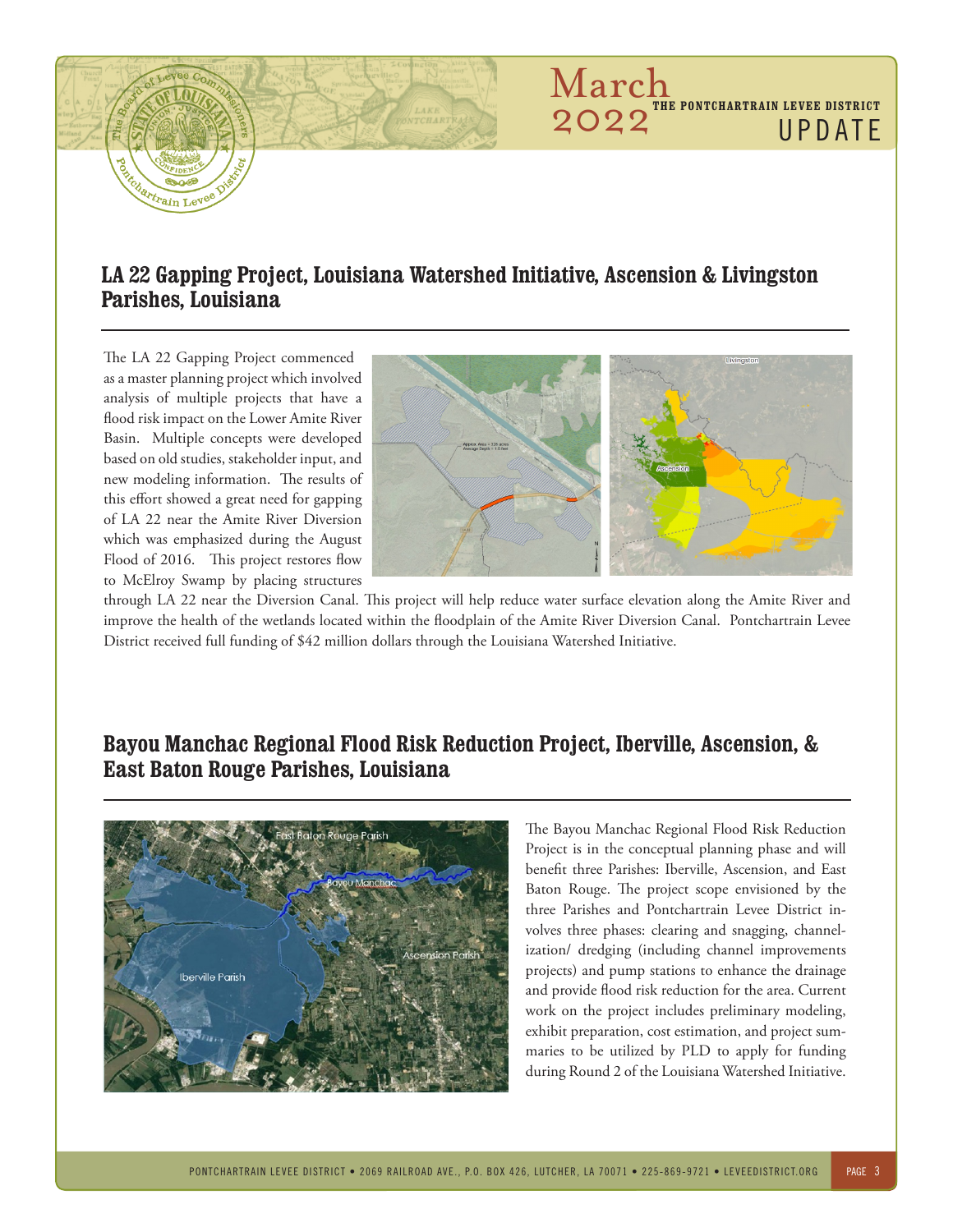## LA 22 Gapping Project, Louisiana Watershed Initiative, Ascension & Livingston Parishes, Louisiana

The LA 22 Gapping Project commenced as a master planning project which involved analysis of multiple projects that have a flood risk impact on the Lower Amite River Basin. Multiple concepts were developed based on old studies, stakeholder input, and new modeling information. The results of this effort showed a great need for gapping of LA 22 near the Amite River Diversion which was emphasized during the August Flood of 2016. This project restores flow to McElroy Swamp by placing structures through LA 22 near the Diversion Canal. This project will help reduce water surface elevation along the Amite River and improve the health of the wetlands located within the floodplain of the Amite River Diversion Canal. Pontchartrain Levee District received full funding of $42 million dollars through the Louisiana Watershed Initiative.

## Bayou Manchac Regional Flood Risk Reduction Project, Iberville, Ascension, & East Baton Rouge Parishes, Louisiana

The Bayou Manchac Regional Flood Risk Reduction Project is in the conceptual planning phase and will benefit three Parishes: Iberville, Ascension, and East Baton Rouge. The project scope envisioned by the three Parishes and Pontchartrain Levee District involves three phases: clearing and snagging, channelization/ dredging (including channel improvements projects) and pump stations to enhance the drainage and provide flood risk reduction for the area. Current work on the project includes preliminary modeling, exhibit preparation, cost estimation, and project summaries to be utilized by PLD to apply for funding during Round 2 of the Louisiana Watershed Initiative.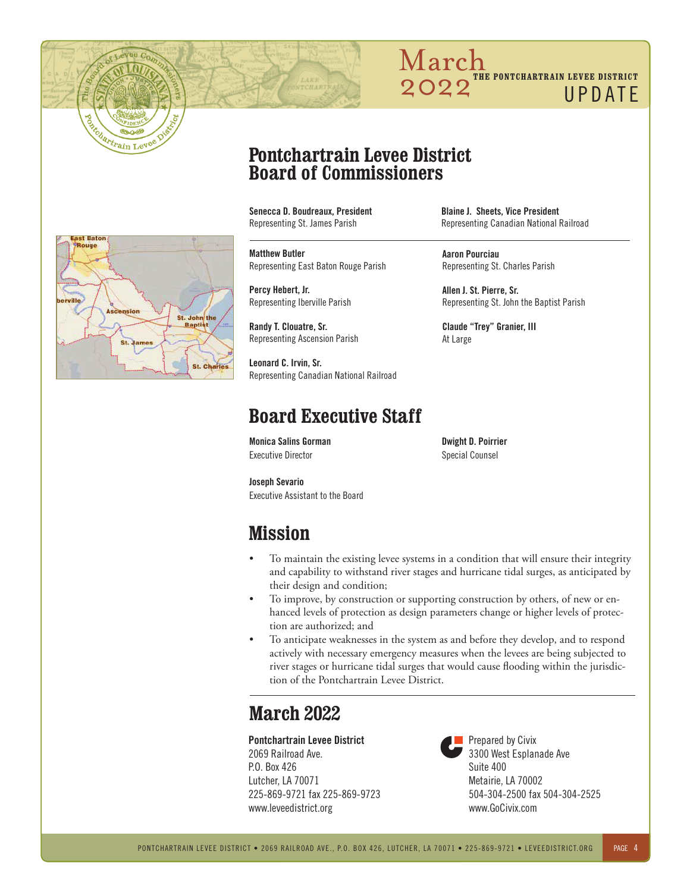March 2022

THE PONTCHARTRAIN LEVEE DISTRICT

UPDATE

# Pontchartrain Levee District Board of Commissioners

**Senecca D. Boudreaux, President**
Representing St. James Parish

**Blaine J. Sheets, Vice President**
Representing Canadian National Railroad

**Matthew Butler**
Representing East Baton Rouge Parish

**Percy Hebert, Jr.**
Representing Iberville Parish

**Randy T. Clouatre, Sr.**
Representing Ascension Parish

**Leonard C. Irvin, Sr.**
Representing Canadian National Railroad

**Aaron Pourciau**
Representing St. Charles Parish

**Allen J. St. Pierre, Sr.**
Representing St. John the Baptist Parish

**Claude "Trey" Granier, III**
At Large

## Board Executive Staff

**Monica Salins Gorman**
Executive Director

**Joseph Sevario**
Executive Assistant to the Board

**Dwight D. Poirrier**
Special Counsel

## Mission

- To maintain the existing levee systems in a condition that will ensure their integrity and capability to withstand river stages and hurricane tidal surges, as anticipated by their design and condition;
- To improve, by construction or supporting construction by others, of new or enhanced levels of protection as design parameters change or higher levels of protection are authorized; and
- To anticipate weaknesses in the system as and before they develop, and to respond actively with necessary emergency measures when the levees are being subjected to river stages or hurricane tidal surges that would cause flooding within the jurisdiction of the Pontchartrain Levee District.

## March 2022

**Pontchartrain Levee District**
2069 Railroad Ave.
P.O. Box 426
Lutcher, LA 70071
225-869-9721 fax 225-869-9723
www.leveedistrict.org

Prepared by Civix
3300 West Esplanade Ave
Suite 400
Metairie, LA 70002
504-304-2500 fax 504-304-2525
www.GoCivix.com